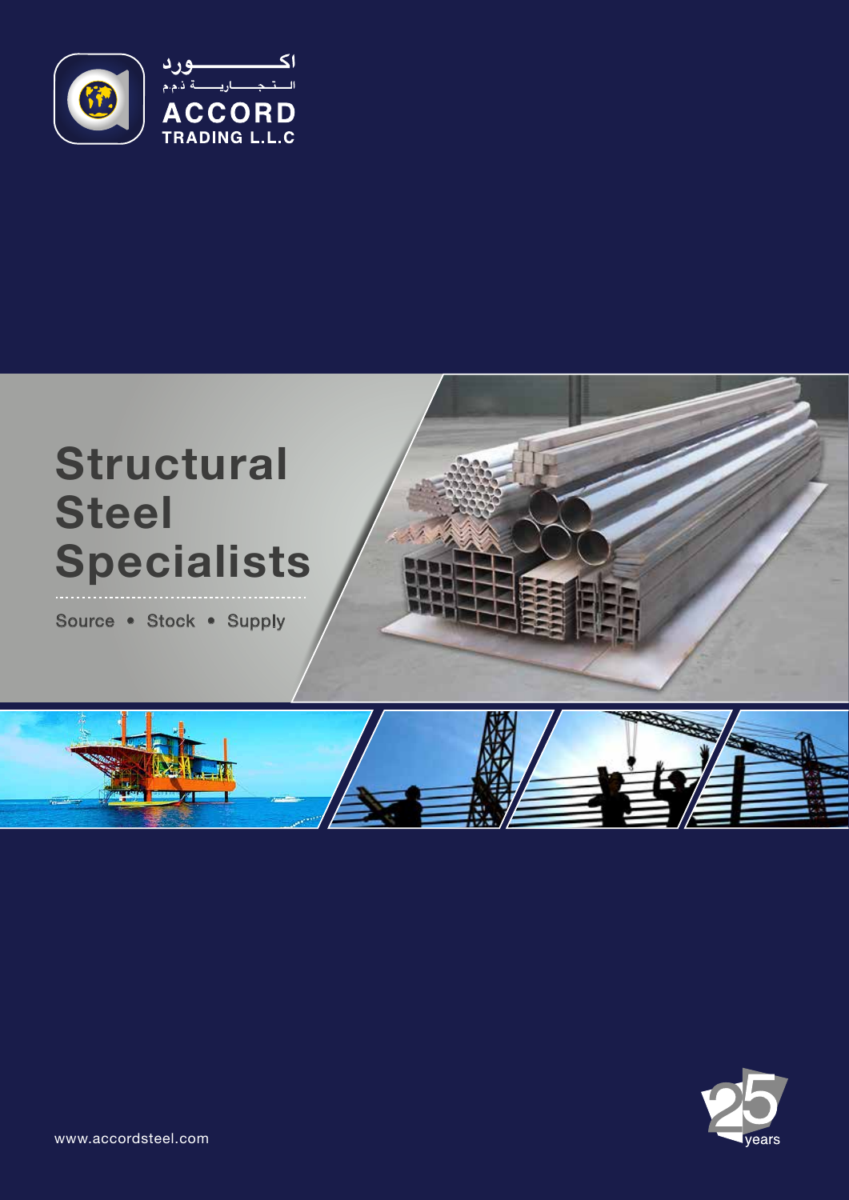اكـــــــورد
الـــتـجـــاريـــة ذ.م.م

ACCORD
TRADING L.L.C

# Structural Steel Specialists

Source • Stock • Supply

25 years

www.accordsteel.com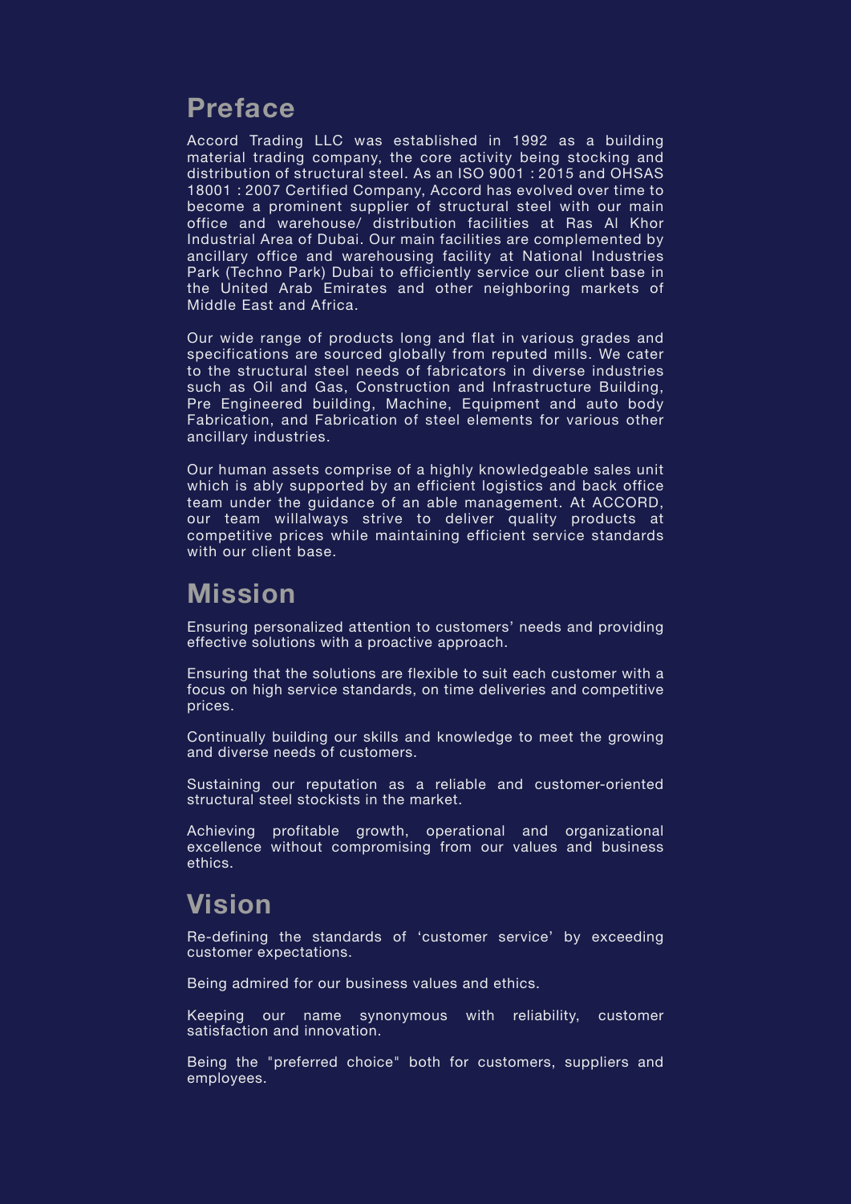## Preface

Accord Trading LLC was established in 1992 as a building material trading company, the core activity being stocking and distribution of structural steel. As an ISO 9001 : 2015 and OHSAS 18001 : 2007 Certified Company, Accord has evolved over time to become a prominent supplier of structural steel with our main office and warehouse/ distribution facilities at Ras Al Khor Industrial Area of Dubai. Our main facilities are complemented by ancillary office and warehousing facility at National Industries Park (Techno Park) Dubai to efficiently service our client base in the United Arab Emirates and other neighboring markets of Middle East and Africa.

Our wide range of products long and flat in various grades and specifications are sourced globally from reputed mills. We cater to the structural steel needs of fabricators in diverse industries such as Oil and Gas, Construction and Infrastructure Building, Pre Engineered building, Machine, Equipment and auto body Fabrication, and Fabrication of steel elements for various other ancillary industries.

Our human assets comprise of a highly knowledgeable sales unit which is ably supported by an efficient logistics and back office team under the guidance of an able management. At ACCORD, our team willalways strive to deliver quality products at competitive prices while maintaining efficient service standards with our client base.

## Mission

Ensuring personalized attention to customers' needs and providing effective solutions with a proactive approach.

Ensuring that the solutions are flexible to suit each customer with a focus on high service standards, on time deliveries and competitive prices.

Continually building our skills and knowledge to meet the growing and diverse needs of customers.

Sustaining our reputation as a reliable and customer-oriented structural steel stockists in the market.

Achieving profitable growth, operational and organizational excellence without compromising from our values and business ethics.

## Vision

Re-defining the standards of 'customer service' by exceeding customer expectations.

Being admired for our business values and ethics.

Keeping our name synonymous with reliability, customer satisfaction and innovation.

Being the "preferred choice" both for customers, suppliers and employees.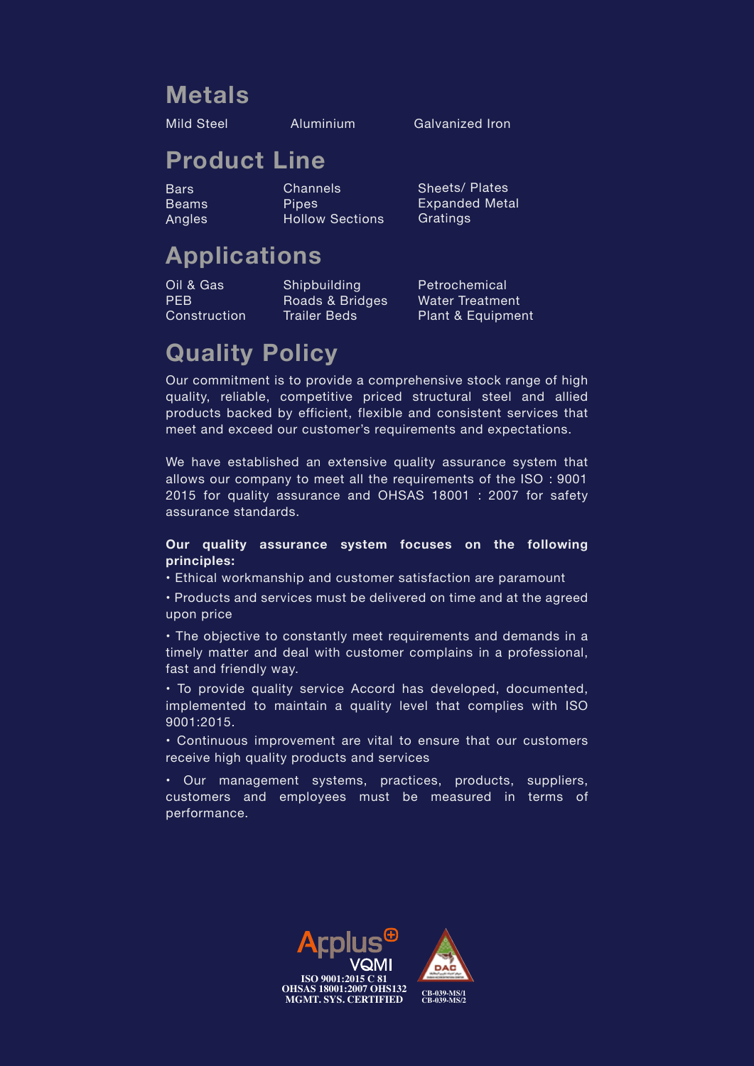## Metals

Mild Steel | Aluminium | Galvanized Iron

## Product Line

| | | |
|---|---|---|
| Bars | Channels | Sheets/ Plates |
| Beams | Pipes | Expanded Metal |
| Angles | Hollow Sections | Gratings |

## Applications

| | | |
|---|---|---|
| Oil & Gas | Shipbuilding | Petrochemical |
| PEB | Roads & Bridges | Water Treatment |
| Construction | Trailer Beds | Plant & Equipment |

## Quality Policy

Our commitment is to provide a comprehensive stock range of high quality, reliable, competitive priced structural steel and allied products backed by efficient, flexible and consistent services that meet and exceed our customer's requirements and expectations.

We have established an extensive quality assurance system that allows our company to meet all the requirements of the ISO : 9001 2015 for quality assurance and OHSAS 18001 : 2007 for safety assurance standards.

**Our quality assurance system focuses on the following principles:**

- Ethical workmanship and customer satisfaction are paramount
- Products and services must be delivered on time and at the agreed upon price
- The objective to constantly meet requirements and demands in a timely matter and deal with customer complains in a professional, fast and friendly way.
- To provide quality service Accord has developed, documented, implemented to maintain a quality level that complies with ISO 9001:2015.
- Continuous improvement are vital to ensure that our customers receive high quality products and services
- Our management systems, practices, products, suppliers, customers and employees must be measured in terms of performance.

Applus VQMI
ISO 9001:2015 C 81
OHSAS 18001:2007 OHS132
MGMT. SYS. CERTIFIED

DAC
CB-039-MS/1
CB-039-MS/2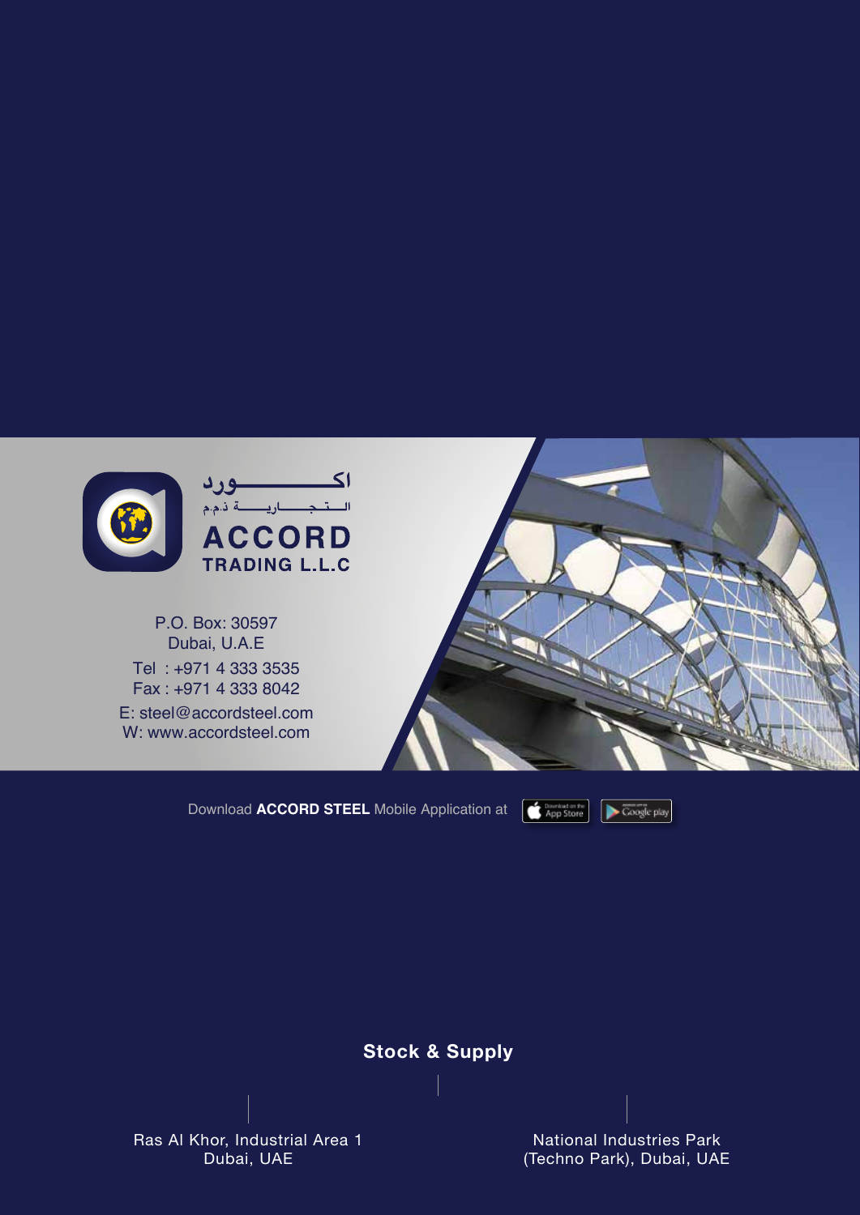اكــــــــــــورد
الـــتـــجـــــاريـــــة ذ.م.م

**ACCORD**
**TRADING L.L.C**

P.O. Box: 30597
Dubai, U.A.E

Tel : +971 4 333 3535
Fax : +971 4 333 8042

E: steel@accordsteel.com
W: www.accordsteel.com

Download **ACCORD STEEL** Mobile Application at App Store Google play

**Stock & Supply**

Ras Al Khor, Industrial Area 1
Dubai, UAE

National Industries Park
(Techno Park), Dubai, UAE